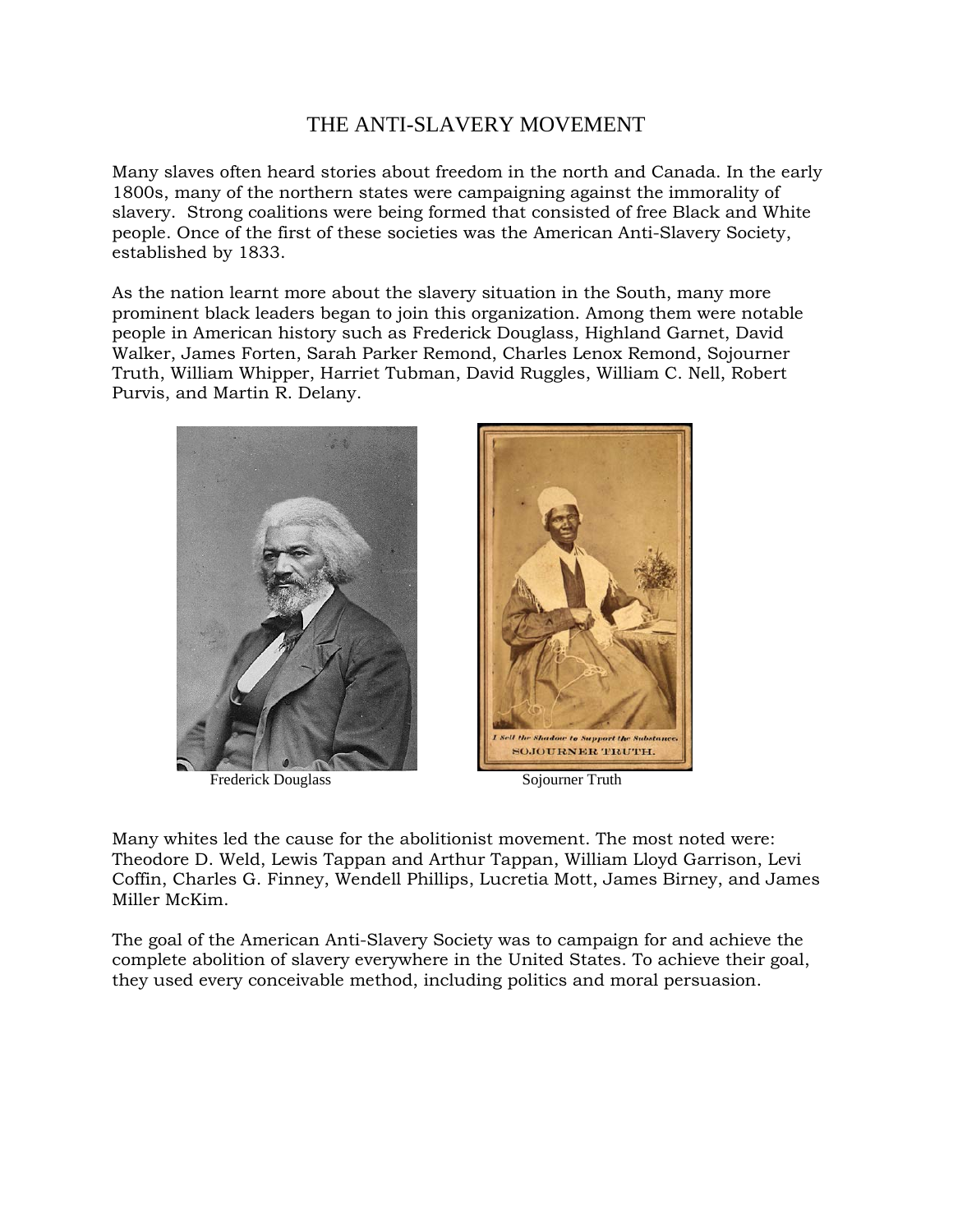# THE ANTI-SLAVERY MOVEMENT

Many slaves often heard stories about freedom in the north and Canada. In the early 1800s, many of the northern states were campaigning against the immorality of slavery. Strong coalitions were being formed that consisted of free Black and White people. Once of the first of these societies was the American Anti-Slavery Society, established by 1833.

As the nation learnt more about the slavery situation in the South, many more prominent black leaders began to join this organization. Among them were notable people in American history such as Frederick Douglass, Highland Garnet, David Walker, James Forten, Sarah Parker Remond, Charles Lenox Remond, Sojourner Truth, William Whipper, Harriet Tubman, David Ruggles, William C. Nell, Robert Purvis, and Martin R. Delany.

Frederick Douglass

Sojourner Truth

Many whites led the cause for the abolitionist movement. The most noted were: Theodore D. Weld, Lewis Tappan and Arthur Tappan, William Lloyd Garrison, Levi Coffin, Charles G. Finney, Wendell Phillips, Lucretia Mott, James Birney, and James Miller McKim.

The goal of the American Anti-Slavery Society was to campaign for and achieve the complete abolition of slavery everywhere in the United States. To achieve their goal, they used every conceivable method, including politics and moral persuasion.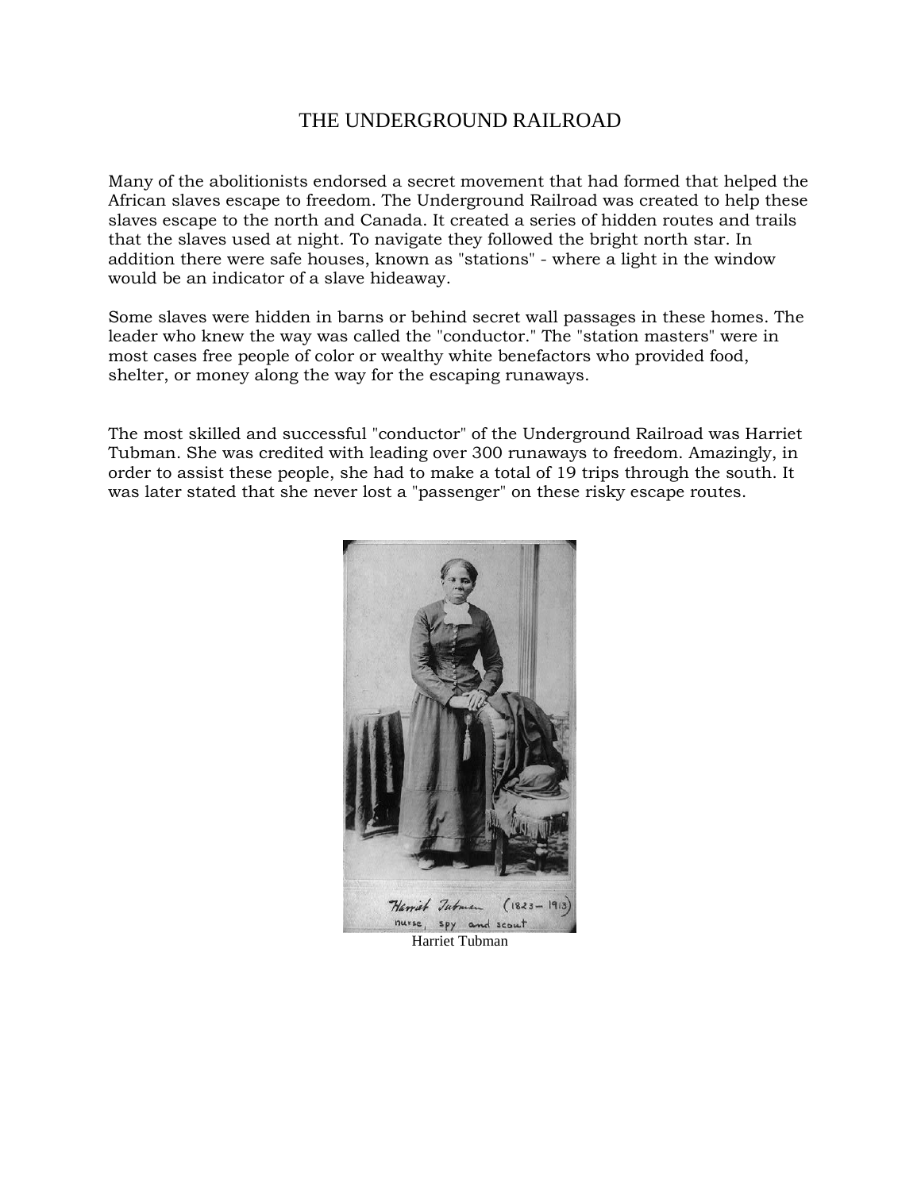# THE UNDERGROUND RAILROAD

Many of the abolitionists endorsed a secret movement that had formed that helped the African slaves escape to freedom. The Underground Railroad was created to help these slaves escape to the north and Canada. It created a series of hidden routes and trails that the slaves used at night. To navigate they followed the bright north star. In addition there were safe houses, known as "stations" - where a light in the window would be an indicator of a slave hideaway.

Some slaves were hidden in barns or behind secret wall passages in these homes. The leader who knew the way was called the "conductor." The "station masters" were in most cases free people of color or wealthy white benefactors who provided food, shelter, or money along the way for the escaping runaways.

The most skilled and successful "conductor" of the Underground Railroad was Harriet Tubman. She was credited with leading over 300 runaways to freedom. Amazingly, in order to assist these people, she had to make a total of 19 trips through the south. It was later stated that she never lost a "passenger" on these risky escape routes.

Harriet Tubman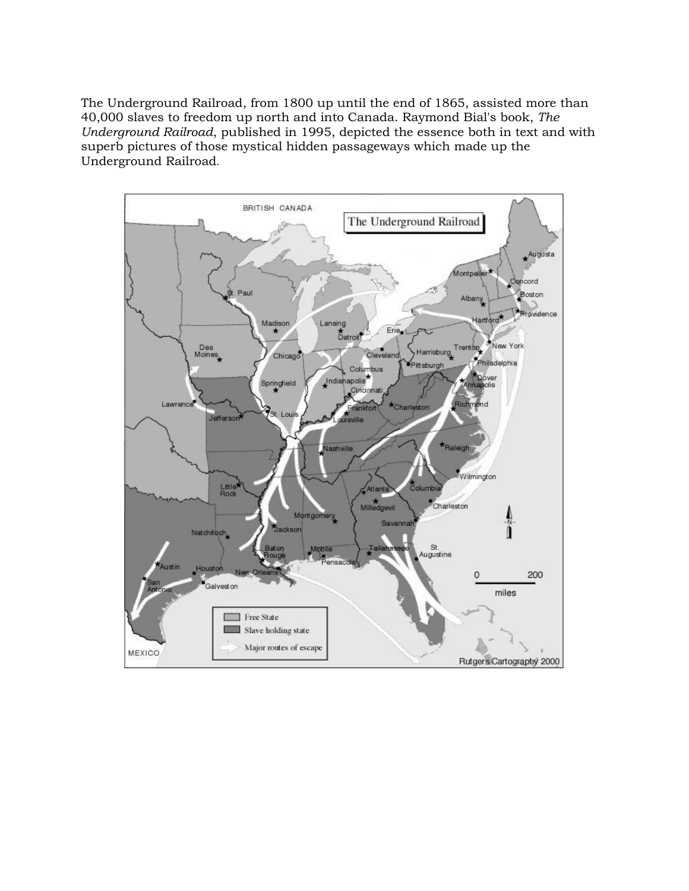The Underground Railroad, from 1800 up until the end of 1865, assisted more than 40,000 slaves to freedom up north and into Canada. Raymond Bial's book, *The Underground Railroad*, published in 1995, depicted the essence both in text and with superb pictures of those mystical hidden passageways which made up the Underground Railroad.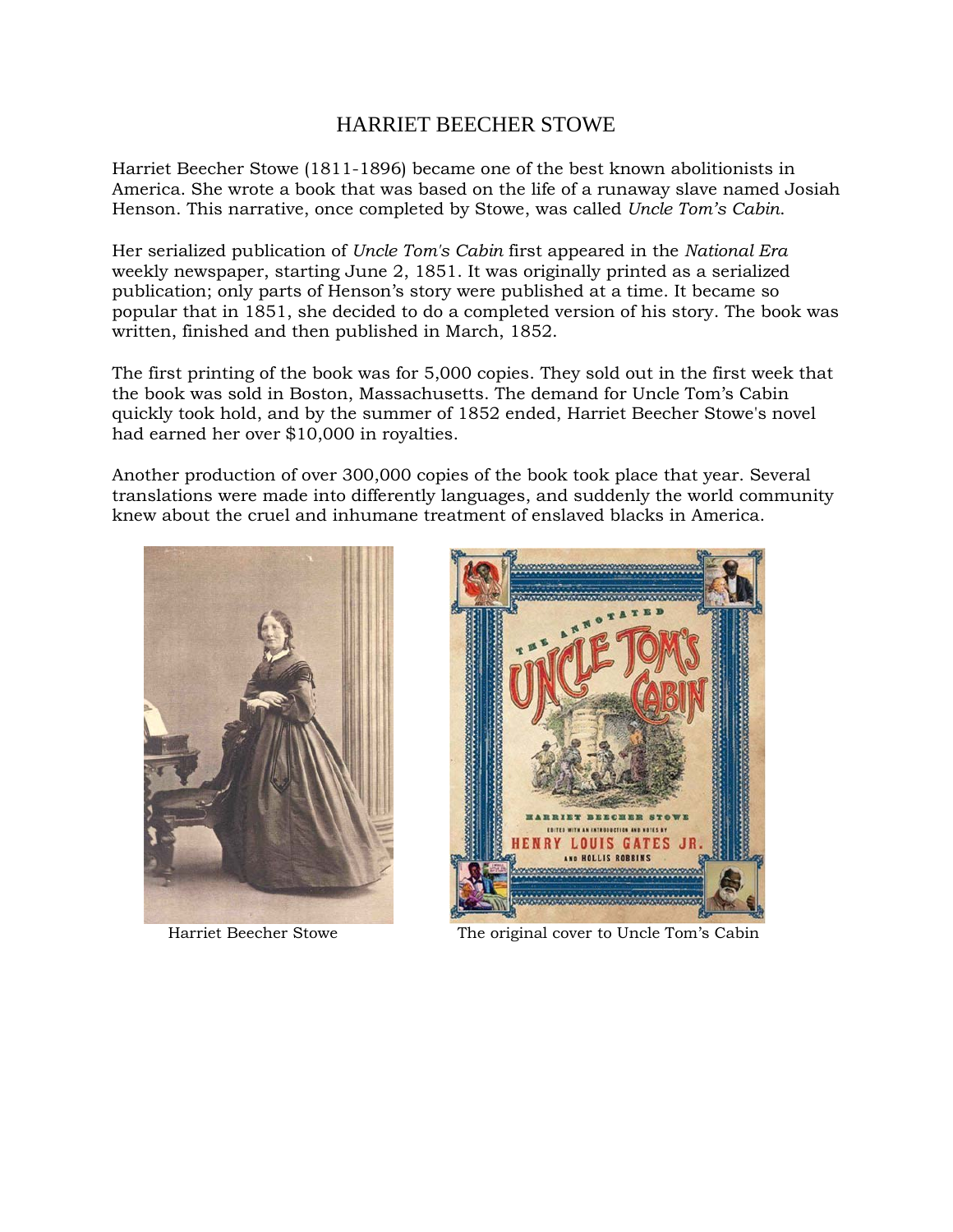# HARRIET BEECHER STOWE

Harriet Beecher Stowe (1811-1896) became one of the best known abolitionists in America. She wrote a book that was based on the life of a runaway slave named Josiah Henson. This narrative, once completed by Stowe, was called *Uncle Tom's Cabin*.

Her serialized publication of *Uncle Tom's Cabin* first appeared in the *National Era* weekly newspaper, starting June 2, 1851. It was originally printed as a serialized publication; only parts of Henson's story were published at a time. It became so popular that in 1851, she decided to do a completed version of his story. The book was written, finished and then published in March, 1852.

The first printing of the book was for 5,000 copies. They sold out in the first week that the book was sold in Boston, Massachusetts. The demand for Uncle Tom's Cabin quickly took hold, and by the summer of 1852 ended, Harriet Beecher Stowe's novel had earned her over $10,000 in royalties.

Another production of over 300,000 copies of the book took place that year. Several translations were made into differently languages, and suddenly the world community knew about the cruel and inhumane treatment of enslaved blacks in America.

Harriet Beecher Stowe

The original cover to Uncle Tom's Cabin